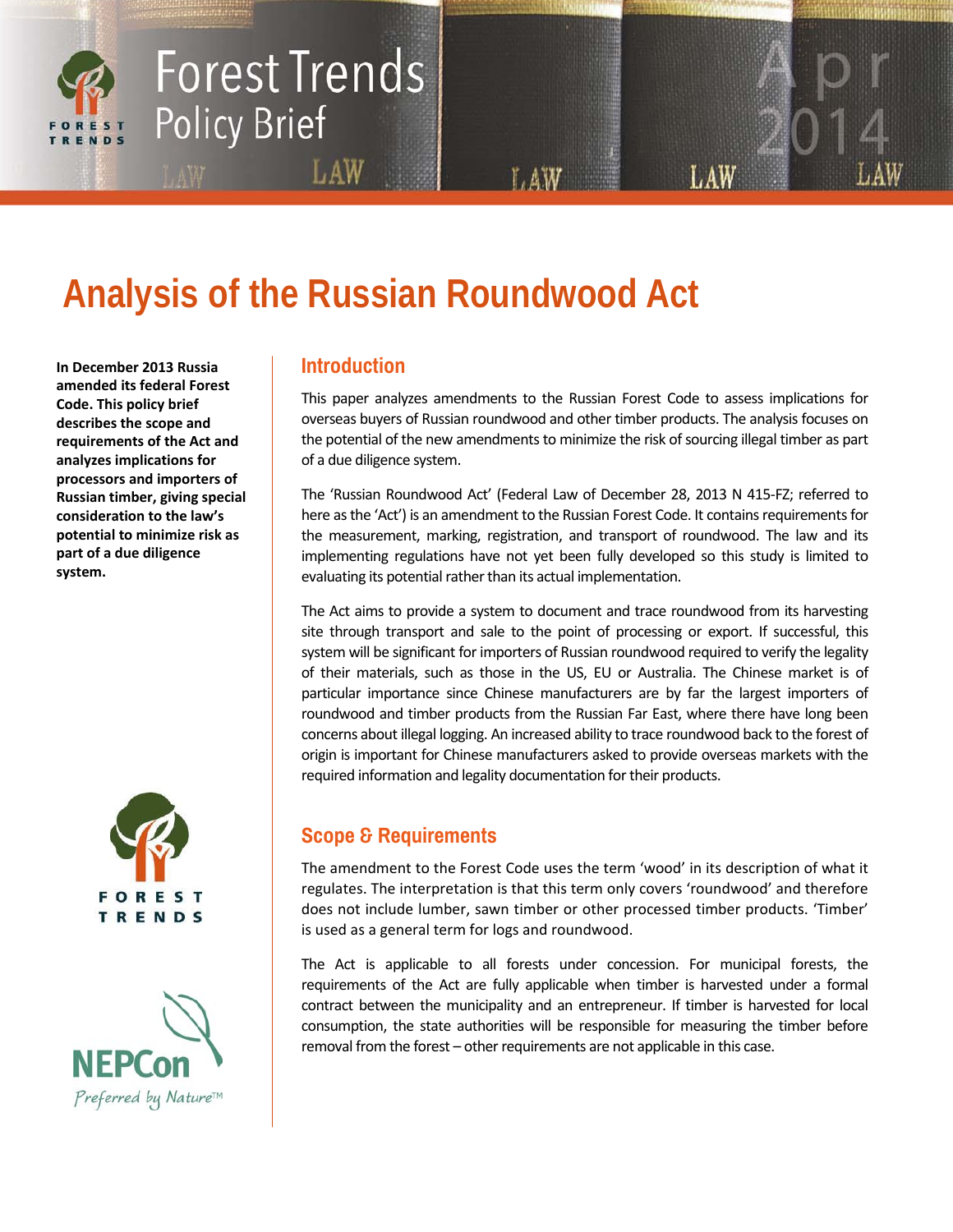Forest Trends Policy Brief

Apr 2014

# Analysis of the Russian Roundwood Act

**In December 2013 Russia amended its federal Forest Code. This policy brief describes the scope and requirements of the Act and analyzes implications for processors and importers of Russian timber, giving special consideration to the law's potential to minimize risk as part of a due diligence system.**

## Introduction

This paper analyzes amendments to the Russian Forest Code to assess implications for overseas buyers of Russian roundwood and other timber products. The analysis focuses on the potential of the new amendments to minimize the risk of sourcing illegal timber as part of a due diligence system.

The 'Russian Roundwood Act' (Federal Law of December 28, 2013 N 415-FZ; referred to here as the 'Act') is an amendment to the Russian Forest Code. It contains requirements for the measurement, marking, registration, and transport of roundwood. The law and its implementing regulations have not yet been fully developed so this study is limited to evaluating its potential rather than its actual implementation.

The Act aims to provide a system to document and trace roundwood from its harvesting site through transport and sale to the point of processing or export. If successful, this system will be significant for importers of Russian roundwood required to verify the legality of their materials, such as those in the US, EU or Australia. The Chinese market is of particular importance since Chinese manufacturers are by far the largest importers of roundwood and timber products from the Russian Far East, where there have long been concerns about illegal logging. An increased ability to trace roundwood back to the forest of origin is important for Chinese manufacturers asked to provide overseas markets with the required information and legality documentation for their products.

## Scope & Requirements

The amendment to the Forest Code uses the term 'wood' in its description of what it regulates. The interpretation is that this term only covers 'roundwood' and therefore does not include lumber, sawn timber or other processed timber products. 'Timber' is used as a general term for logs and roundwood.

The Act is applicable to all forests under concession. For municipal forests, the requirements of the Act are fully applicable when timber is harvested under a formal contract between the municipality and an entrepreneur. If timber is harvested for local consumption, the state authorities will be responsible for measuring the timber before removal from the forest – other requirements are not applicable in this case.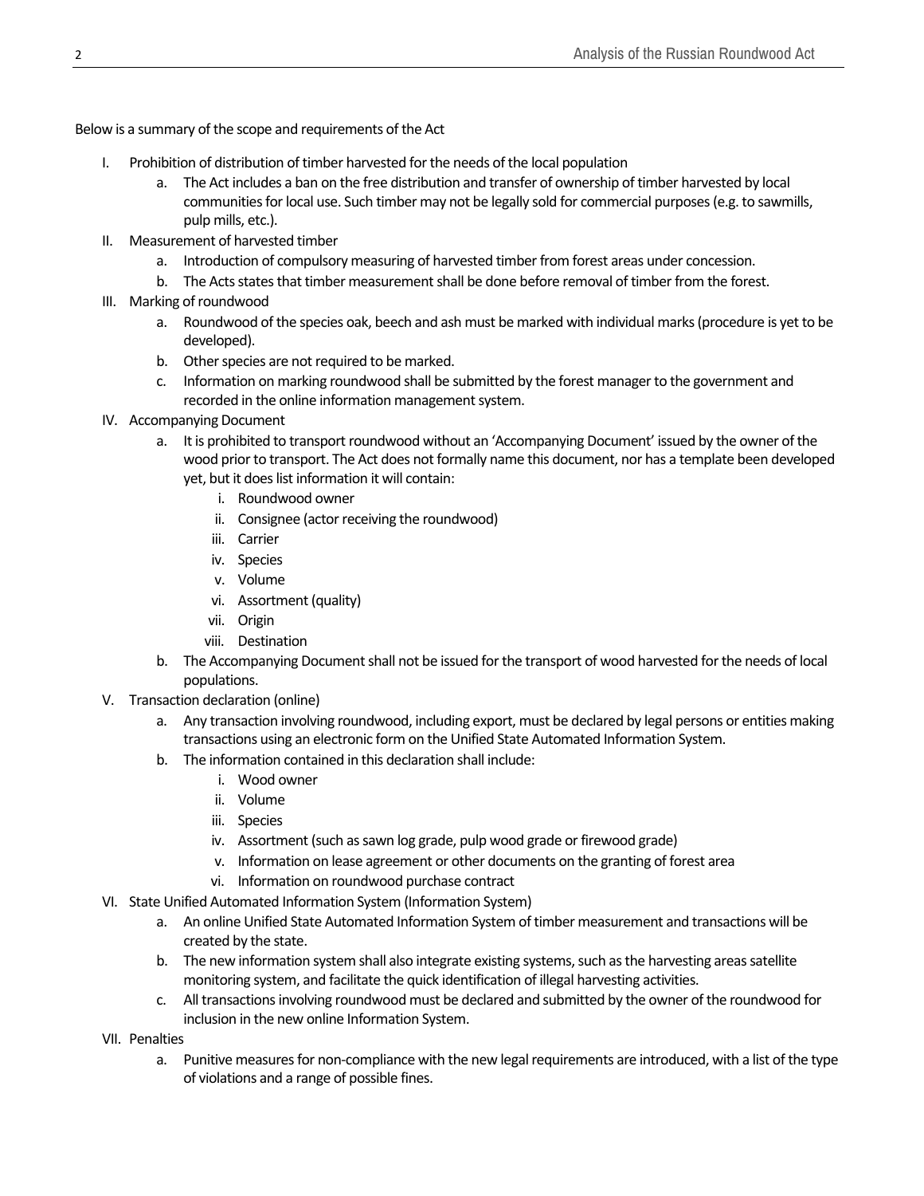Below is a summary of the scope and requirements of the Act

I. Prohibition of distribution of timber harvested for the needs of the local population
   a. The Act includes a ban on the free distribution and transfer of ownership of timber harvested by local communities for local use. Such timber may not be legally sold for commercial purposes (e.g. to sawmills, pulp mills, etc.).

II. Measurement of harvested timber
   a. Introduction of compulsory measuring of harvested timber from forest areas under concession.
   b. The Acts states that timber measurement shall be done before removal of timber from the forest.

III. Marking of roundwood
   a. Roundwood of the species oak, beech and ash must be marked with individual marks (procedure is yet to be developed).
   b. Other species are not required to be marked.
   c. Information on marking roundwood shall be submitted by the forest manager to the government and recorded in the online information management system.

IV. Accompanying Document
   a. It is prohibited to transport roundwood without an 'Accompanying Document' issued by the owner of the wood prior to transport. The Act does not formally name this document, nor has a template been developed yet, but it does list information it will contain:
      i. Roundwood owner
      ii. Consignee (actor receiving the roundwood)
      iii. Carrier
      iv. Species
      v. Volume
      vi. Assortment (quality)
      vii. Origin
      viii. Destination
   b. The Accompanying Document shall not be issued for the transport of wood harvested for the needs of local populations.

V. Transaction declaration (online)
   a. Any transaction involving roundwood, including export, must be declared by legal persons or entities making transactions using an electronic form on the Unified State Automated Information System.
   b. The information contained in this declaration shall include:
      i. Wood owner
      ii. Volume
      iii. Species
      iv. Assortment (such as sawn log grade, pulp wood grade or firewood grade)
      v. Information on lease agreement or other documents on the granting of forest area
      vi. Information on roundwood purchase contract

VI. State Unified Automated Information System (Information System)
   a. An online Unified State Automated Information System of timber measurement and transactions will be created by the state.
   b. The new information system shall also integrate existing systems, such as the harvesting areas satellite monitoring system, and facilitate the quick identification of illegal harvesting activities.
   c. All transactions involving roundwood must be declared and submitted by the owner of the roundwood for inclusion in the new online Information System.

VII. Penalties
   a. Punitive measures for non-compliance with the new legal requirements are introduced, with a list of the type of violations and a range of possible fines.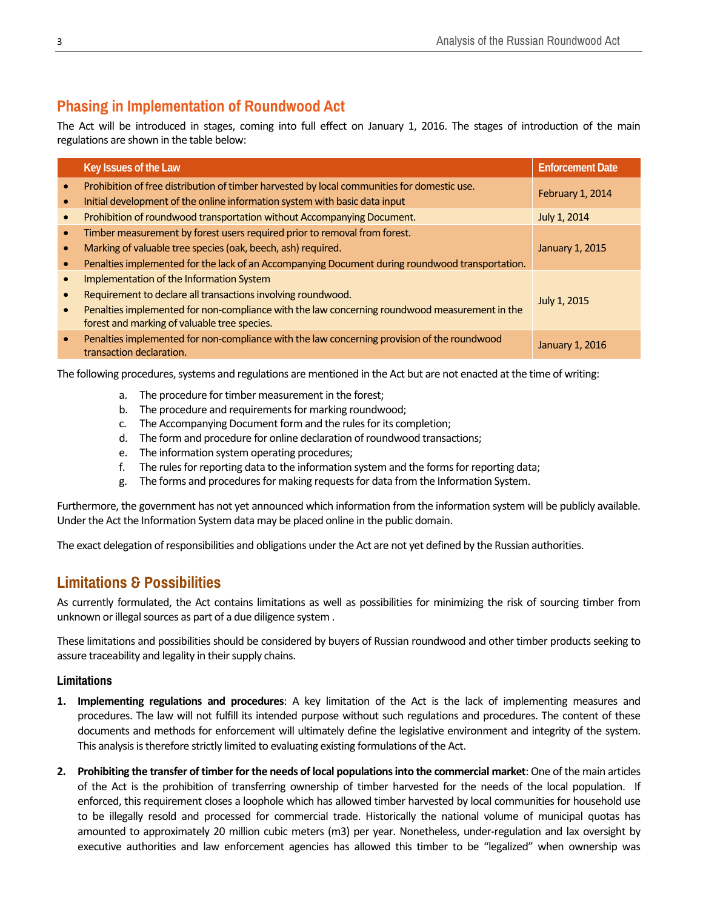## Phasing in Implementation of Roundwood Act

The Act will be introduced in stages, coming into full effect on January 1, 2016. The stages of introduction of the main regulations are shown in the table below:

| Key Issues of the Law | Enforcement Date |
|---|---|
| • Prohibition of free distribution of timber harvested by local communities for domestic use.<br>• Initial development of the online information system with basic data input | February 1, 2014 |
| • Prohibition of roundwood transportation without Accompanying Document. | July 1, 2014 |
| • Timber measurement by forest users required prior to removal from forest.<br>• Marking of valuable tree species (oak, beech, ash) required.<br>• Penalties implemented for the lack of an Accompanying Document during roundwood transportation. | January 1, 2015 |
| • Implementation of the Information System<br>• Requirement to declare all transactions involving roundwood.<br>• Penalties implemented for non-compliance with the law concerning roundwood measurement in the forest and marking of valuable tree species. | July 1, 2015 |
| • Penalties implemented for non-compliance with the law concerning provision of the roundwood transaction declaration. | January 1, 2016 |

The following procedures, systems and regulations are mentioned in the Act but are not enacted at the time of writing:

a. The procedure for timber measurement in the forest;
b. The procedure and requirements for marking roundwood;
c. The Accompanying Document form and the rules for its completion;
d. The form and procedure for online declaration of roundwood transactions;
e. The information system operating procedures;
f. The rules for reporting data to the information system and the forms for reporting data;
g. The forms and procedures for making requests for data from the Information System.

Furthermore, the government has not yet announced which information from the information system will be publicly available. Under the Act the Information System data may be placed online in the public domain.

The exact delegation of responsibilities and obligations under the Act are not yet defined by the Russian authorities.

## Limitations & Possibilities

As currently formulated, the Act contains limitations as well as possibilities for minimizing the risk of sourcing timber from unknown or illegal sources as part of a due diligence system .

These limitations and possibilities should be considered by buyers of Russian roundwood and other timber products seeking to assure traceability and legality in their supply chains.

### Limitations

1. **Implementing regulations and procedures**: A key limitation of the Act is the lack of implementing measures and procedures. The law will not fulfill its intended purpose without such regulations and procedures. The content of these documents and methods for enforcement will ultimately define the legislative environment and integrity of the system. This analysis is therefore strictly limited to evaluating existing formulations of the Act.

2. **Prohibiting the transfer of timber for the needs of local populations into the commercial market**: One of the main articles of the Act is the prohibition of transferring ownership of timber harvested for the needs of the local population. If enforced, this requirement closes a loophole which has allowed timber harvested by local communities for household use to be illegally resold and processed for commercial trade. Historically the national volume of municipal quotas has amounted to approximately 20 million cubic meters (m3) per year. Nonetheless, under-regulation and lax oversight by executive authorities and law enforcement agencies has allowed this timber to be "legalized" when ownership was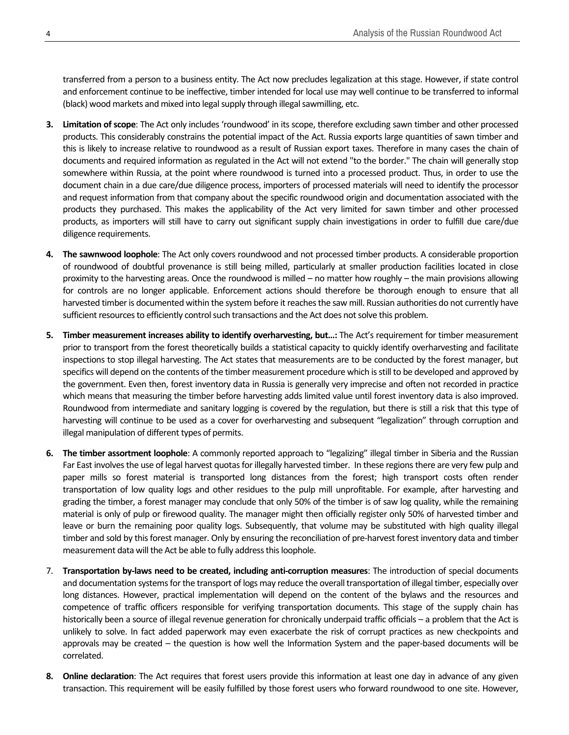transferred from a person to a business entity. The Act now precludes legalization at this stage. However, if state control and enforcement continue to be ineffective, timber intended for local use may well continue to be transferred to informal (black) wood markets and mixed into legal supply through illegal sawmilling, etc.

3. **Limitation of scope**: The Act only includes 'roundwood' in its scope, therefore excluding sawn timber and other processed products. This considerably constrains the potential impact of the Act. Russia exports large quantities of sawn timber and this is likely to increase relative to roundwood as a result of Russian export taxes. Therefore in many cases the chain of documents and required information as regulated in the Act will not extend "to the border." The chain will generally stop somewhere within Russia, at the point where roundwood is turned into a processed product. Thus, in order to use the document chain in a due care/due diligence process, importers of processed materials will need to identify the processor and request information from that company about the specific roundwood origin and documentation associated with the products they purchased. This makes the applicability of the Act very limited for sawn timber and other processed products, as importers will still have to carry out significant supply chain investigations in order to fulfill due care/due diligence requirements.

4. **The sawnwood loophole**: The Act only covers roundwood and not processed timber products. A considerable proportion of roundwood of doubtful provenance is still being milled, particularly at smaller production facilities located in close proximity to the harvesting areas. Once the roundwood is milled – no matter how roughly – the main provisions allowing for controls are no longer applicable. Enforcement actions should therefore be thorough enough to ensure that all harvested timber is documented within the system before it reaches the saw mill. Russian authorities do not currently have sufficient resources to efficiently control such transactions and the Act does not solve this problem.

5. **Timber measurement increases ability to identify overharvesting, but...:** The Act's requirement for timber measurement prior to transport from the forest theoretically builds a statistical capacity to quickly identify overharvesting and facilitate inspections to stop illegal harvesting. The Act states that measurements are to be conducted by the forest manager, but specifics will depend on the contents of the timber measurement procedure which is still to be developed and approved by the government. Even then, forest inventory data in Russia is generally very imprecise and often not recorded in practice which means that measuring the timber before harvesting adds limited value until forest inventory data is also improved. Roundwood from intermediate and sanitary logging is covered by the regulation, but there is still a risk that this type of harvesting will continue to be used as a cover for overharvesting and subsequent "legalization" through corruption and illegal manipulation of different types of permits.

6. **The timber assortment loophole**: A commonly reported approach to "legalizing" illegal timber in Siberia and the Russian Far East involves the use of legal harvest quotas for illegally harvested timber. In these regions there are very few pulp and paper mills so forest material is transported long distances from the forest; high transport costs often render transportation of low quality logs and other residues to the pulp mill unprofitable. For example, after harvesting and grading the timber, a forest manager may conclude that only 50% of the timber is of saw log quality, while the remaining material is only of pulp or firewood quality. The manager might then officially register only 50% of harvested timber and leave or burn the remaining poor quality logs. Subsequently, that volume may be substituted with high quality illegal timber and sold by this forest manager. Only by ensuring the reconciliation of pre-harvest forest inventory data and timber measurement data will the Act be able to fully address this loophole.

7. **Transportation by-laws need to be created, including anti-corruption measures**: The introduction of special documents and documentation systems for the transport of logs may reduce the overall transportation of illegal timber, especially over long distances. However, practical implementation will depend on the content of the bylaws and the resources and competence of traffic officers responsible for verifying transportation documents. This stage of the supply chain has historically been a source of illegal revenue generation for chronically underpaid traffic officials – a problem that the Act is unlikely to solve. In fact added paperwork may even exacerbate the risk of corrupt practices as new checkpoints and approvals may be created – the question is how well the Information System and the paper-based documents will be correlated.

8. **Online declaration**: The Act requires that forest users provide this information at least one day in advance of any given transaction. This requirement will be easily fulfilled by those forest users who forward roundwood to one site. However,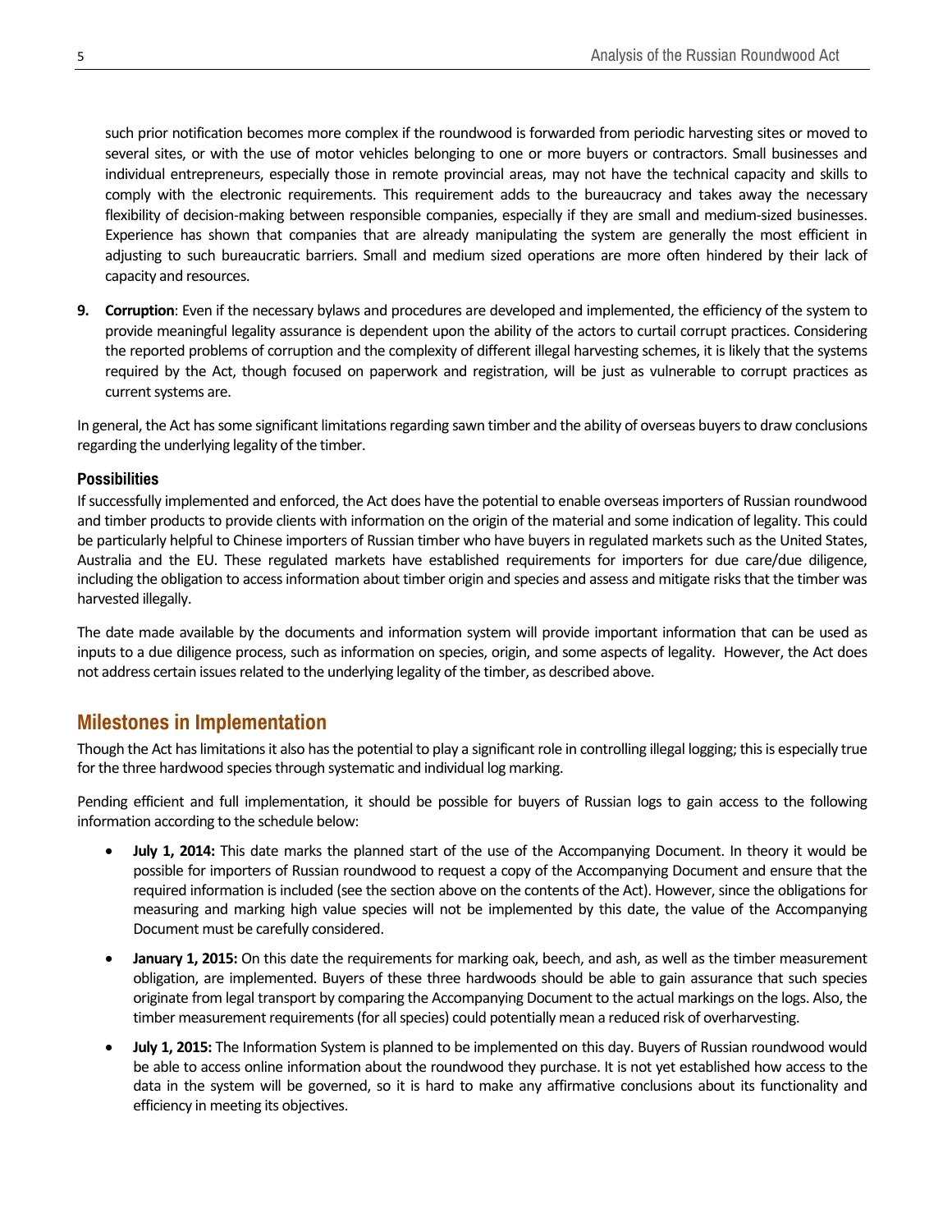such prior notification becomes more complex if the roundwood is forwarded from periodic harvesting sites or moved to several sites, or with the use of motor vehicles belonging to one or more buyers or contractors. Small businesses and individual entrepreneurs, especially those in remote provincial areas, may not have the technical capacity and skills to comply with the electronic requirements. This requirement adds to the bureaucracy and takes away the necessary flexibility of decision-making between responsible companies, especially if they are small and medium-sized businesses. Experience has shown that companies that are already manipulating the system are generally the most efficient in adjusting to such bureaucratic barriers. Small and medium sized operations are more often hindered by their lack of capacity and resources.

9. **Corruption**: Even if the necessary bylaws and procedures are developed and implemented, the efficiency of the system to provide meaningful legality assurance is dependent upon the ability of the actors to curtail corrupt practices. Considering the reported problems of corruption and the complexity of different illegal harvesting schemes, it is likely that the systems required by the Act, though focused on paperwork and registration, will be just as vulnerable to corrupt practices as current systems are.

In general, the Act has some significant limitations regarding sawn timber and the ability of overseas buyers to draw conclusions regarding the underlying legality of the timber.

### Possibilities

If successfully implemented and enforced, the Act does have the potential to enable overseas importers of Russian roundwood and timber products to provide clients with information on the origin of the material and some indication of legality. This could be particularly helpful to Chinese importers of Russian timber who have buyers in regulated markets such as the United States, Australia and the EU. These regulated markets have established requirements for importers for due care/due diligence, including the obligation to access information about timber origin and species and assess and mitigate risks that the timber was harvested illegally.

The date made available by the documents and information system will provide important information that can be used as inputs to a due diligence process, such as information on species, origin, and some aspects of legality. However, the Act does not address certain issues related to the underlying legality of the timber, as described above.

## Milestones in Implementation

Though the Act has limitations it also has the potential to play a significant role in controlling illegal logging; this is especially true for the three hardwood species through systematic and individual log marking.

Pending efficient and full implementation, it should be possible for buyers of Russian logs to gain access to the following information according to the schedule below:

- **July 1, 2014:** This date marks the planned start of the use of the Accompanying Document. In theory it would be possible for importers of Russian roundwood to request a copy of the Accompanying Document and ensure that the required information is included (see the section above on the contents of the Act). However, since the obligations for measuring and marking high value species will not be implemented by this date, the value of the Accompanying Document must be carefully considered.
- **January 1, 2015:** On this date the requirements for marking oak, beech, and ash, as well as the timber measurement obligation, are implemented. Buyers of these three hardwoods should be able to gain assurance that such species originate from legal transport by comparing the Accompanying Document to the actual markings on the logs. Also, the timber measurement requirements (for all species) could potentially mean a reduced risk of overharvesting.
- **July 1, 2015:** The Information System is planned to be implemented on this day. Buyers of Russian roundwood would be able to access online information about the roundwood they purchase. It is not yet established how access to the data in the system will be governed, so it is hard to make any affirmative conclusions about its functionality and efficiency in meeting its objectives.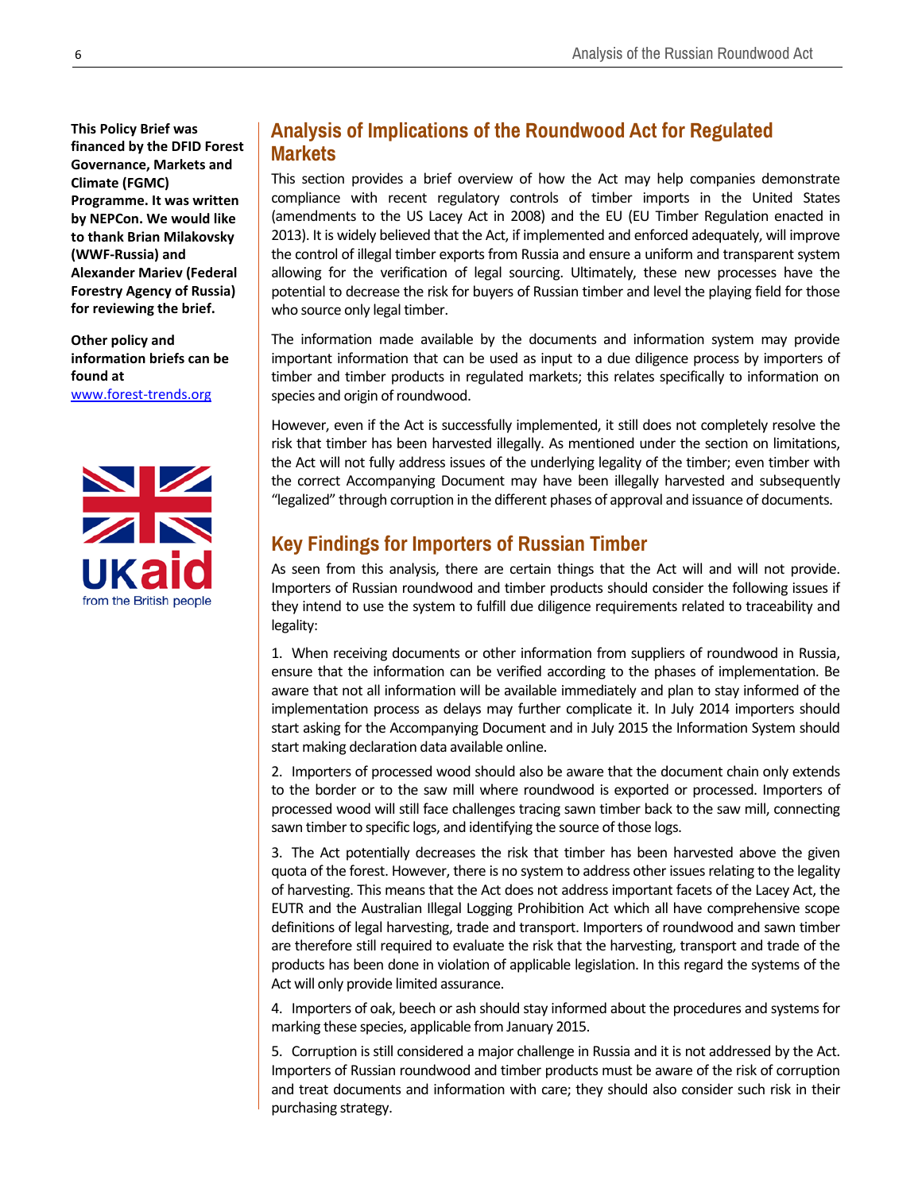**This Policy Brief was financed by the DFID Forest Governance, Markets and Climate (FGMC) Programme. It was written by NEPCon. We would like to thank Brian Milakovsky (WWF-Russia) and Alexander Mariev (Federal Forestry Agency of Russia) for reviewing the brief.**

**Other policy and information briefs can be found at** [www.forest-trends.org](www.forest-trends.org)

UKaid from the British people

## Analysis of Implications of the Roundwood Act for Regulated Markets

This section provides a brief overview of how the Act may help companies demonstrate compliance with recent regulatory controls of timber imports in the United States (amendments to the US Lacey Act in 2008) and the EU (EU Timber Regulation enacted in 2013). It is widely believed that the Act, if implemented and enforced adequately, will improve the control of illegal timber exports from Russia and ensure a uniform and transparent system allowing for the verification of legal sourcing. Ultimately, these new processes have the potential to decrease the risk for buyers of Russian timber and level the playing field for those who source only legal timber.

The information made available by the documents and information system may provide important information that can be used as input to a due diligence process by importers of timber and timber products in regulated markets; this relates specifically to information on species and origin of roundwood.

However, even if the Act is successfully implemented, it still does not completely resolve the risk that timber has been harvested illegally. As mentioned under the section on limitations, the Act will not fully address issues of the underlying legality of the timber; even timber with the correct Accompanying Document may have been illegally harvested and subsequently "legalized" through corruption in the different phases of approval and issuance of documents.

## Key Findings for Importers of Russian Timber

As seen from this analysis, there are certain things that the Act will and will not provide. Importers of Russian roundwood and timber products should consider the following issues if they intend to use the system to fulfill due diligence requirements related to traceability and legality:

1. When receiving documents or other information from suppliers of roundwood in Russia, ensure that the information can be verified according to the phases of implementation. Be aware that not all information will be available immediately and plan to stay informed of the implementation process as delays may further complicate it. In July 2014 importers should start asking for the Accompanying Document and in July 2015 the Information System should start making declaration data available online.

2. Importers of processed wood should also be aware that the document chain only extends to the border or to the saw mill where roundwood is exported or processed. Importers of processed wood will still face challenges tracing sawn timber back to the saw mill, connecting sawn timber to specific logs, and identifying the source of those logs.

3. The Act potentially decreases the risk that timber has been harvested above the given quota of the forest. However, there is no system to address other issues relating to the legality of harvesting. This means that the Act does not address important facets of the Lacey Act, the EUTR and the Australian Illegal Logging Prohibition Act which all have comprehensive scope definitions of legal harvesting, trade and transport. Importers of roundwood and sawn timber are therefore still required to evaluate the risk that the harvesting, transport and trade of the products has been done in violation of applicable legislation. In this regard the systems of the Act will only provide limited assurance.

4. Importers of oak, beech or ash should stay informed about the procedures and systems for marking these species, applicable from January 2015.

5. Corruption is still considered a major challenge in Russia and it is not addressed by the Act. Importers of Russian roundwood and timber products must be aware of the risk of corruption and treat documents and information with care; they should also consider such risk in their purchasing strategy.